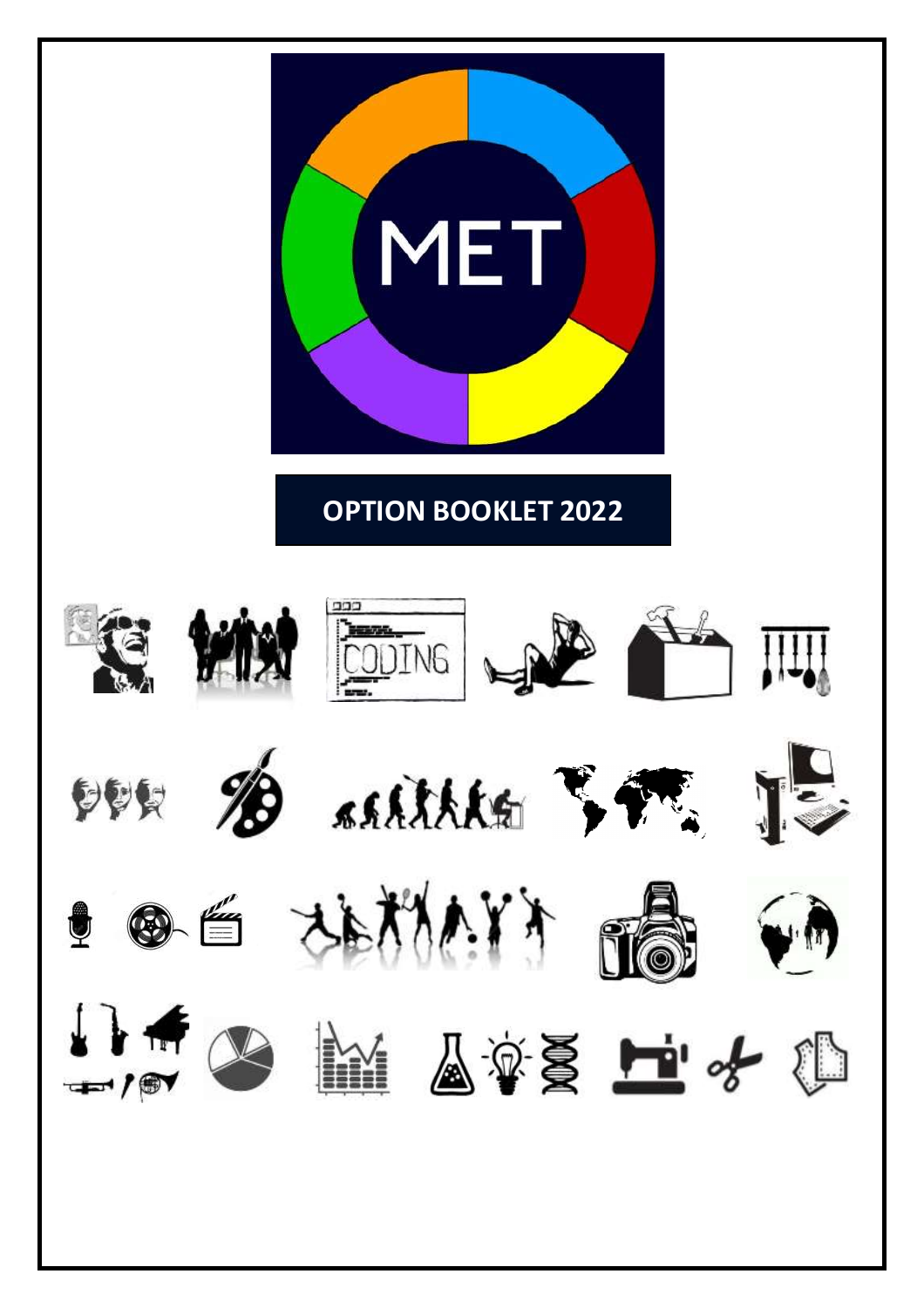MET

# OPTION BOOKLET 2022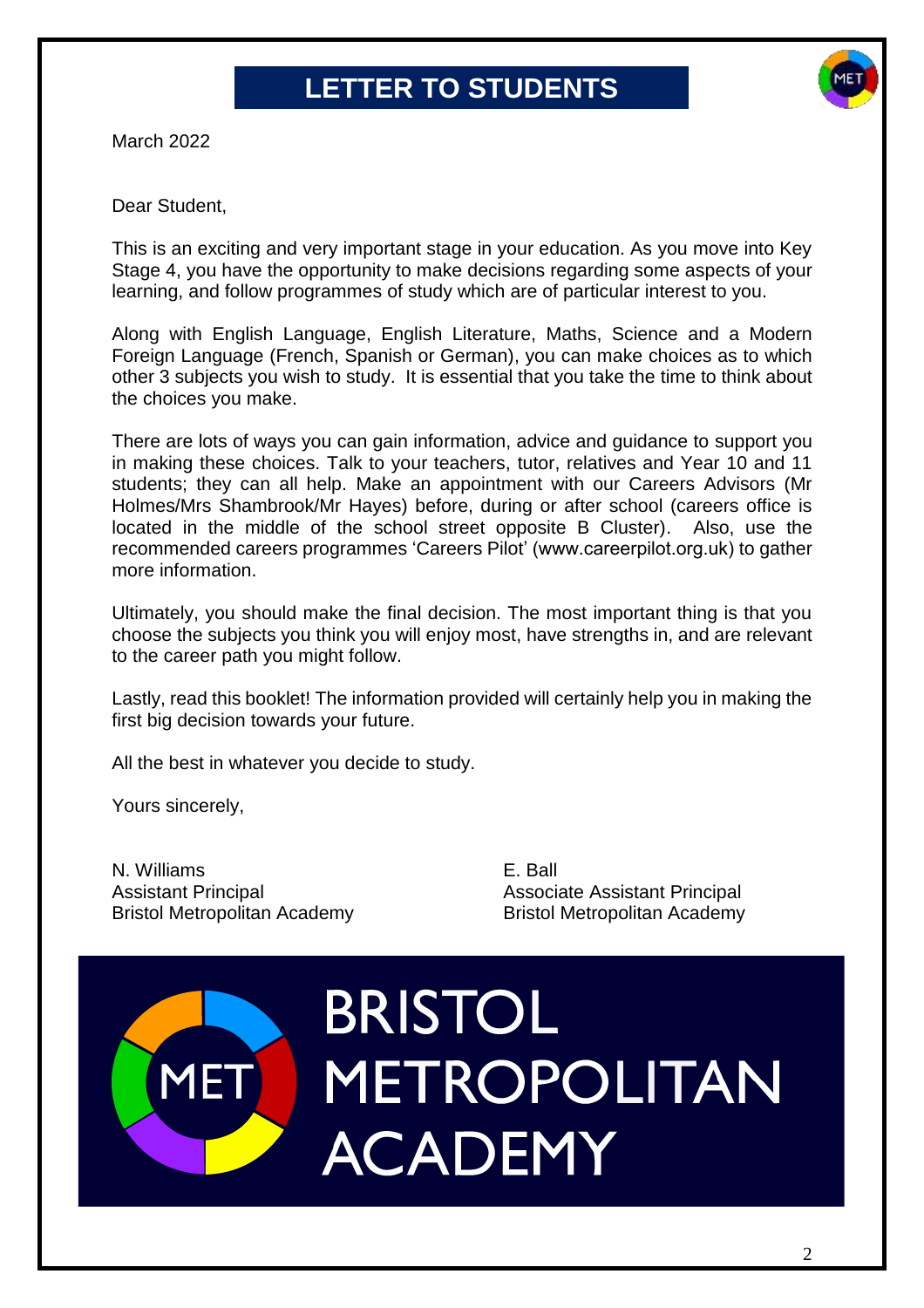# LETTER TO STUDENTS

March 2022

Dear Student,

This is an exciting and very important stage in your education. As you move into Key Stage 4, you have the opportunity to make decisions regarding some aspects of your learning, and follow programmes of study which are of particular interest to you.

Along with English Language, English Literature, Maths, Science and a Modern Foreign Language (French, Spanish or German), you can make choices as to which other 3 subjects you wish to study. It is essential that you take the time to think about the choices you make.

There are lots of ways you can gain information, advice and guidance to support you in making these choices. Talk to your teachers, tutor, relatives and Year 10 and 11 students; they can all help. Make an appointment with our Careers Advisors (Mr Holmes/Mrs Shambrook/Mr Hayes) before, during or after school (careers office is located in the middle of the school street opposite B Cluster). Also, use the recommended careers programmes 'Careers Pilot' (www.careerpilot.org.uk) to gather more information.

Ultimately, you should make the final decision. The most important thing is that you choose the subjects you think you will enjoy most, have strengths in, and are relevant to the career path you might follow.

Lastly, read this booklet! The information provided will certainly help you in making the first big decision towards your future.

All the best in whatever you decide to study.

Yours sincerely,

N. Williams
Assistant Principal
Bristol Metropolitan Academy

E. Ball
Associate Assistant Principal
Bristol Metropolitan Academy

MET BRISTOL METROPOLITAN ACADEMY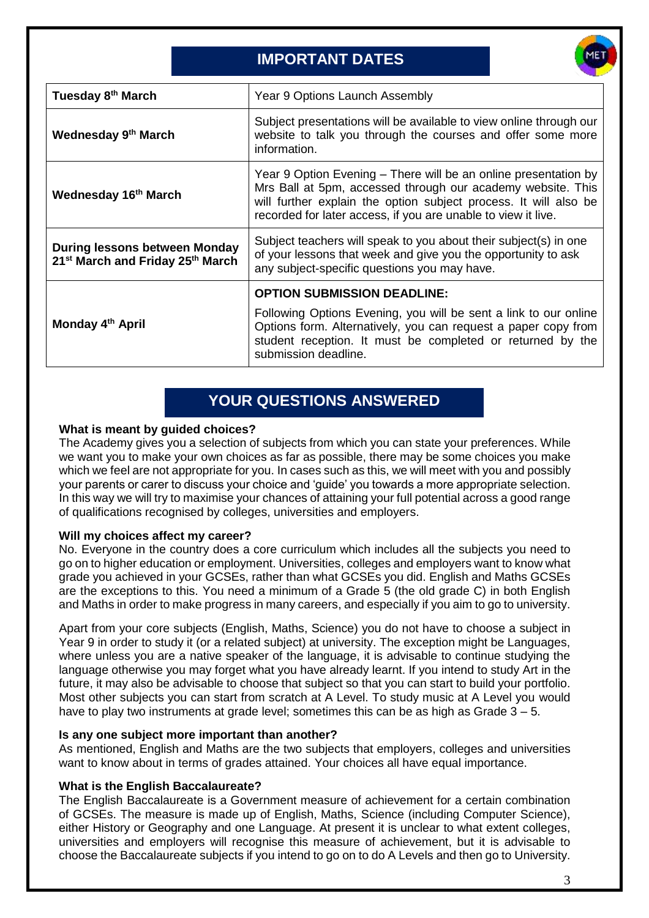## IMPORTANT DATES

| | |
|---|---|
| **Tuesday 8th March** | Year 9 Options Launch Assembly |
| **Wednesday 9th March** | Subject presentations will be available to view online through our website to talk you through the courses and offer some more information. |
| **Wednesday 16th March** | Year 9 Option Evening – There will be an online presentation by Mrs Ball at 5pm, accessed through our academy website. This will further explain the option subject process. It will also be recorded for later access, if you are unable to view it live. |
| **During lessons between Monday 21st March and Friday 25th March** | Subject teachers will speak to you about their subject(s) in one of your lessons that week and give you the opportunity to ask any subject-specific questions you may have. |
| **Monday 4th April** | **OPTION SUBMISSION DEADLINE:** Following Options Evening, you will be sent a link to our online Options form. Alternatively, you can request a paper copy from student reception. It must be completed or returned by the submission deadline. |

## YOUR QUESTIONS ANSWERED

**What is meant by guided choices?**

The Academy gives you a selection of subjects from which you can state your preferences. While we want you to make your own choices as far as possible, there may be some choices you make which we feel are not appropriate for you. In cases such as this, we will meet with you and possibly your parents or carer to discuss your choice and 'guide' you towards a more appropriate selection. In this way we will try to maximise your chances of attaining your full potential across a good range of qualifications recognised by colleges, universities and employers.

**Will my choices affect my career?**

No. Everyone in the country does a core curriculum which includes all the subjects you need to go on to higher education or employment. Universities, colleges and employers want to know what grade you achieved in your GCSEs, rather than what GCSEs you did. English and Maths GCSEs are the exceptions to this. You need a minimum of a Grade 5 (the old grade C) in both English and Maths in order to make progress in many careers, and especially if you aim to go to university.

Apart from your core subjects (English, Maths, Science) you do not have to choose a subject in Year 9 in order to study it (or a related subject) at university. The exception might be Languages, where unless you are a native speaker of the language, it is advisable to continue studying the language otherwise you may forget what you have learnt. If you intend to study Art in the future, it may also be advisable to choose that subject so that you can start to build your portfolio. Most other subjects you can start from scratch at A Level. To study music at A Level you would have to play two instruments at grade level; sometimes this can be as high as Grade 3 – 5.

**Is any one subject more important than another?**

As mentioned, English and Maths are the two subjects that employers, colleges and universities want to know about in terms of grades attained. Your choices all have equal importance.

**What is the English Baccalaureate?**

The English Baccalaureate is a Government measure of achievement for a certain combination of GCSEs. The measure is made up of English, Maths, Science (including Computer Science), either History or Geography and one Language. At present it is unclear to what extent colleges, universities and employers will recognise this measure of achievement, but it is advisable to choose the Baccalaureate subjects if you intend to go on to do A Levels and then go to University.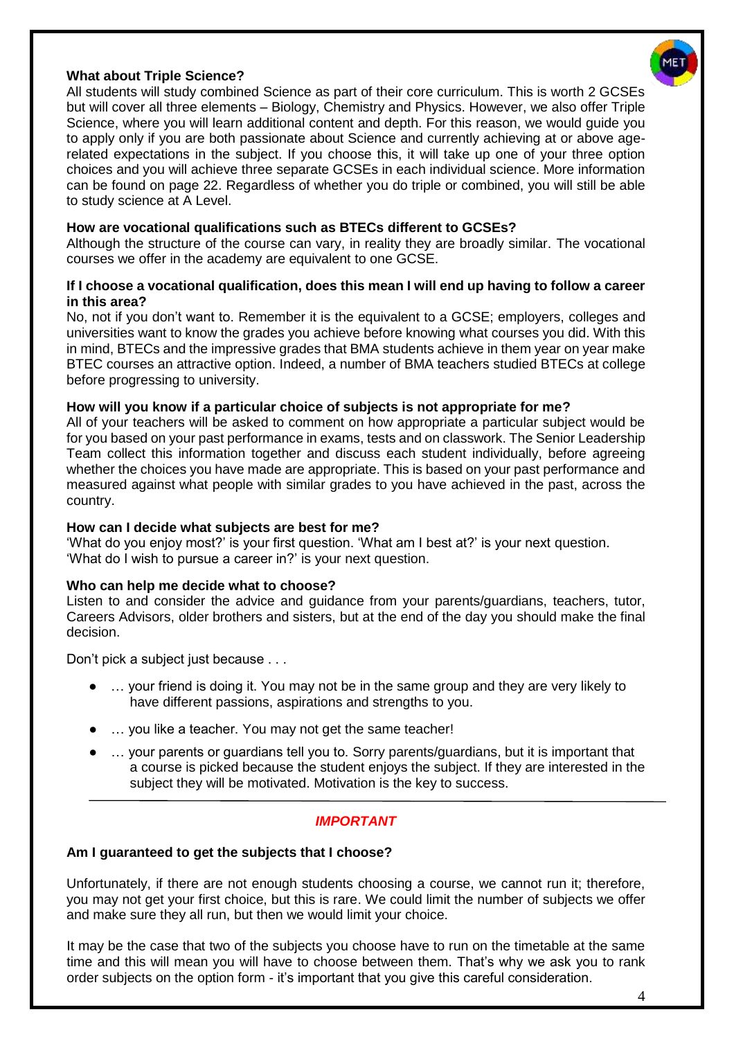**What about Triple Science?**

All students will study combined Science as part of their core curriculum. This is worth 2 GCSEs but will cover all three elements – Biology, Chemistry and Physics. However, we also offer Triple Science, where you will learn additional content and depth. For this reason, we would guide you to apply only if you are both passionate about Science and currently achieving at or above age-related expectations in the subject. If you choose this, it will take up one of your three option choices and you will achieve three separate GCSEs in each individual science. More information can be found on page 22. Regardless of whether you do triple or combined, you will still be able to study science at A Level.

**How are vocational qualifications such as BTECs different to GCSEs?**

Although the structure of the course can vary, in reality they are broadly similar. The vocational courses we offer in the academy are equivalent to one GCSE.

**If I choose a vocational qualification, does this mean I will end up having to follow a career in this area?**

No, not if you don't want to. Remember it is the equivalent to a GCSE; employers, colleges and universities want to know the grades you achieve before knowing what courses you did. With this in mind, BTECs and the impressive grades that BMA students achieve in them year on year make BTEC courses an attractive option. Indeed, a number of BMA teachers studied BTECs at college before progressing to university.

**How will you know if a particular choice of subjects is not appropriate for me?**

All of your teachers will be asked to comment on how appropriate a particular subject would be for you based on your past performance in exams, tests and on classwork. The Senior Leadership Team collect this information together and discuss each student individually, before agreeing whether the choices you have made are appropriate. This is based on your past performance and measured against what people with similar grades to you have achieved in the past, across the country.

**How can I decide what subjects are best for me?**

'What do you enjoy most?' is your first question. 'What am I best at?' is your next question. 'What do I wish to pursue a career in?' is your next question.

**Who can help me decide what to choose?**

Listen to and consider the advice and guidance from your parents/guardians, teachers, tutor, Careers Advisors, older brothers and sisters, but at the end of the day you should make the final decision.

Don't pick a subject just because . . .

- … your friend is doing it. You may not be in the same group and they are very likely to have different passions, aspirations and strengths to you.
- … you like a teacher. You may not get the same teacher!
- … your parents or guardians tell you to. Sorry parents/guardians, but it is important that a course is picked because the student enjoys the subject. If they are interested in the subject they will be motivated. Motivation is the key to success.

---

***IMPORTANT***

**Am I guaranteed to get the subjects that I choose?**

Unfortunately, if there are not enough students choosing a course, we cannot run it; therefore, you may not get your first choice, but this is rare. We could limit the number of subjects we offer and make sure they all run, but then we would limit your choice.

It may be the case that two of the subjects you choose have to run on the timetable at the same time and this will mean you will have to choose between them. That's why we ask you to rank order subjects on the option form - it's important that you give this careful consideration.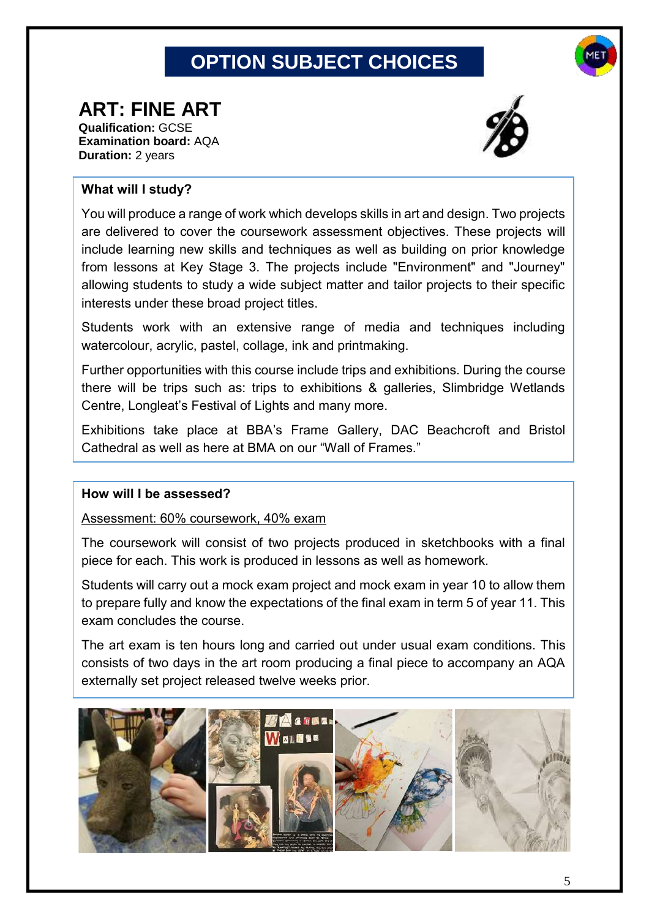# OPTION SUBJECT CHOICES

## ART: FINE ART

**Qualification:** GCSE
**Examination board:** AQA
**Duration:** 2 years

### What will I study?

You will produce a range of work which develops skills in art and design. Two projects are delivered to cover the coursework assessment objectives. These projects will include learning new skills and techniques as well as building on prior knowledge from lessons at Key Stage 3. The projects include "Environment" and "Journey" allowing students to study a wide subject matter and tailor projects to their specific interests under these broad project titles.

Students work with an extensive range of media and techniques including watercolour, acrylic, pastel, collage, ink and printmaking.

Further opportunities with this course include trips and exhibitions. During the course there will be trips such as: trips to exhibitions & galleries, Slimbridge Wetlands Centre, Longleat's Festival of Lights and many more.

Exhibitions take place at BBA's Frame Gallery, DAC Beachcroft and Bristol Cathedral as well as here at BMA on our "Wall of Frames."

### How will I be assessed?

Assessment: 60% coursework, 40% exam

The coursework will consist of two projects produced in sketchbooks with a final piece for each. This work is produced in lessons as well as homework.

Students will carry out a mock exam project and mock exam in year 10 to allow them to prepare fully and know the expectations of the final exam in term 5 of year 11. This exam concludes the course.

The art exam is ten hours long and carried out under usual exam conditions. This consists of two days in the art room producing a final piece to accompany an AQA externally set project released twelve weeks prior.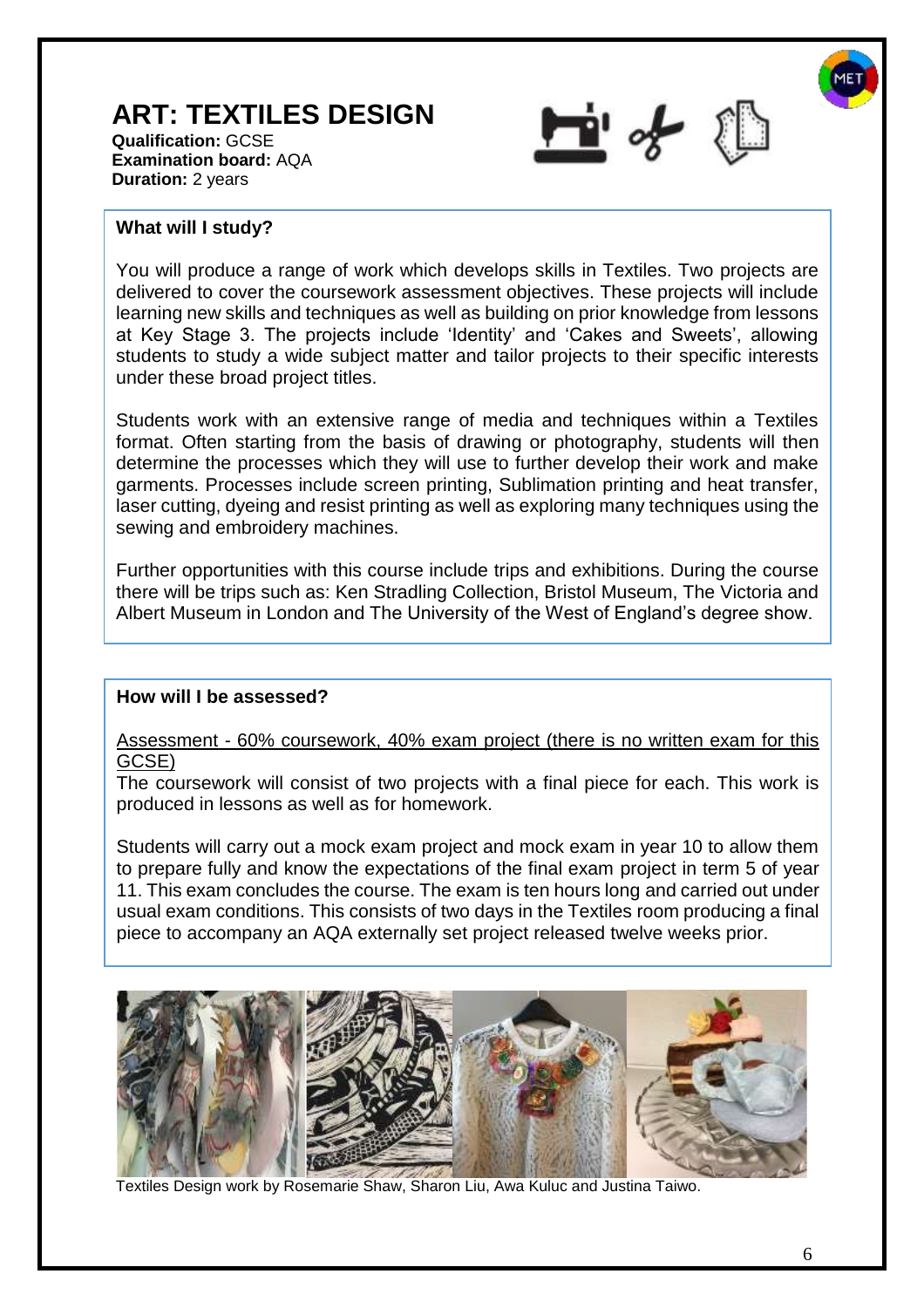# ART: TEXTILES DESIGN

**Qualification:** GCSE
**Examination board:** AQA
**Duration:** 2 years

**What will I study?**

You will produce a range of work which develops skills in Textiles. Two projects are delivered to cover the coursework assessment objectives. These projects will include learning new skills and techniques as well as building on prior knowledge from lessons at Key Stage 3. The projects include 'Identity' and 'Cakes and Sweets', allowing students to study a wide subject matter and tailor projects to their specific interests under these broad project titles.

Students work with an extensive range of media and techniques within a Textiles format. Often starting from the basis of drawing or photography, students will then determine the processes which they will use to further develop their work and make garments. Processes include screen printing, Sublimation printing and heat transfer, laser cutting, dyeing and resist printing as well as exploring many techniques using the sewing and embroidery machines.

Further opportunities with this course include trips and exhibitions. During the course there will be trips such as: Ken Stradling Collection, Bristol Museum, The Victoria and Albert Museum in London and The University of the West of England's degree show.

**How will I be assessed?**

Assessment - 60% coursework, 40% exam project (there is no written exam for this GCSE)

The coursework will consist of two projects with a final piece for each. This work is produced in lessons as well as for homework.

Students will carry out a mock exam project and mock exam in year 10 to allow them to prepare fully and know the expectations of the final exam project in term 5 of year 11. This exam concludes the course. The exam is ten hours long and carried out under usual exam conditions. This consists of two days in the Textiles room producing a final piece to accompany an AQA externally set project released twelve weeks prior.

Textiles Design work by Rosemarie Shaw, Sharon Liu, Awa Kuluc and Justina Taiwo.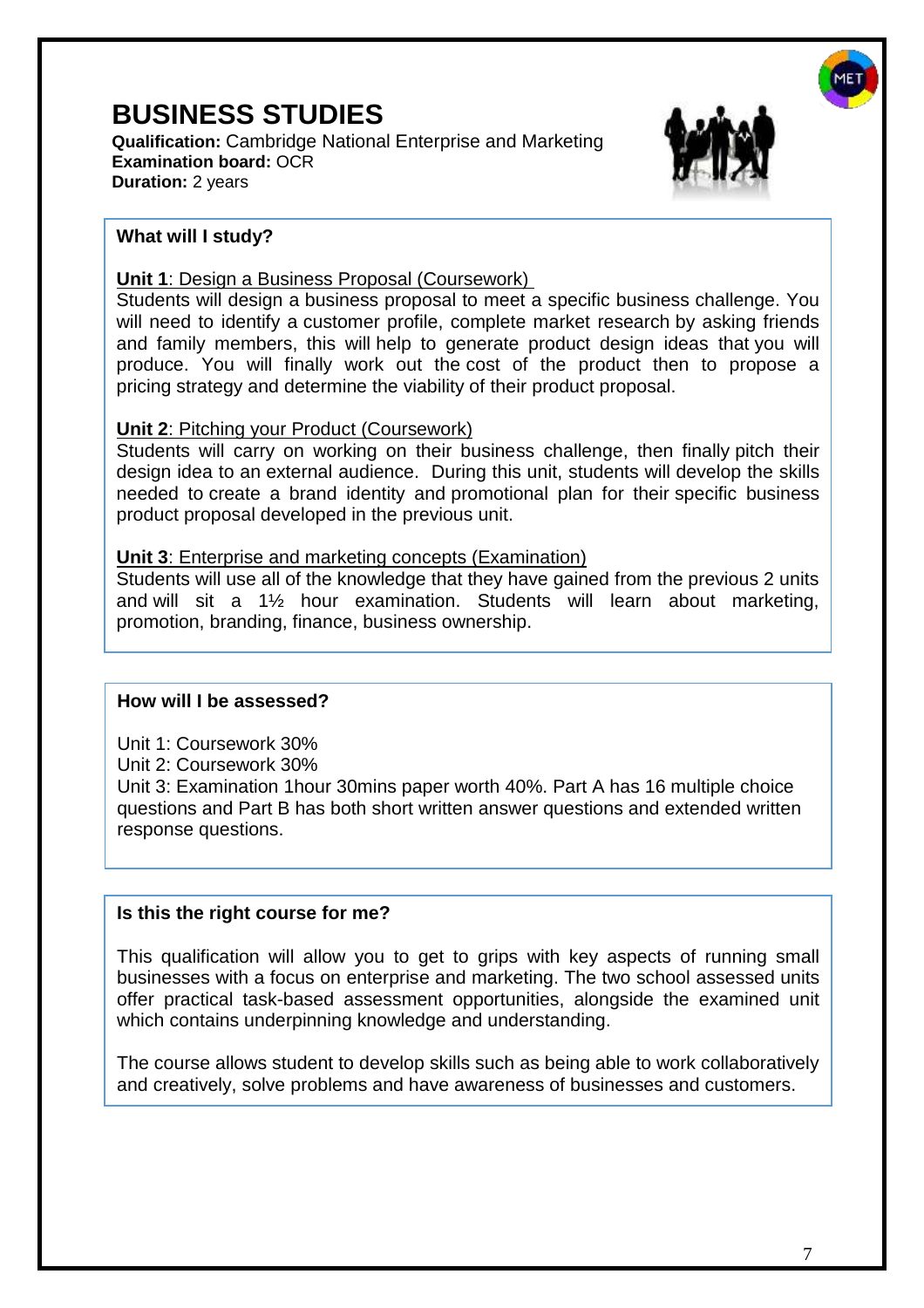# BUSINESS STUDIES

**Qualification:** Cambridge National Enterprise and Marketing
**Examination board:** OCR
**Duration:** 2 years

### What will I study?

**Unit 1**: Design a Business Proposal (Coursework)
Students will design a business proposal to meet a specific business challenge. You will need to identify a customer profile, complete market research by asking friends and family members, this will help to generate product design ideas that you will produce. You will finally work out the cost of the product then to propose a pricing strategy and determine the viability of their product proposal.

**Unit 2**: Pitching your Product (Coursework)
Students will carry on working on their business challenge, then finally pitch their design idea to an external audience. During this unit, students will develop the skills needed to create a brand identity and promotional plan for their specific business product proposal developed in the previous unit.

**Unit 3**: Enterprise and marketing concepts (Examination)
Students will use all of the knowledge that they have gained from the previous 2 units and will sit a 1½ hour examination. Students will learn about marketing, promotion, branding, finance, business ownership.

### How will I be assessed?

Unit 1: Coursework 30%
Unit 2: Coursework 30%
Unit 3: Examination 1hour 30mins paper worth 40%. Part A has 16 multiple choice questions and Part B has both short written answer questions and extended written response questions.

### Is this the right course for me?

This qualification will allow you to get to grips with key aspects of running small businesses with a focus on enterprise and marketing. The two school assessed units offer practical task-based assessment opportunities, alongside the examined unit which contains underpinning knowledge and understanding.

The course allows student to develop skills such as being able to work collaboratively and creatively, solve problems and have awareness of businesses and customers.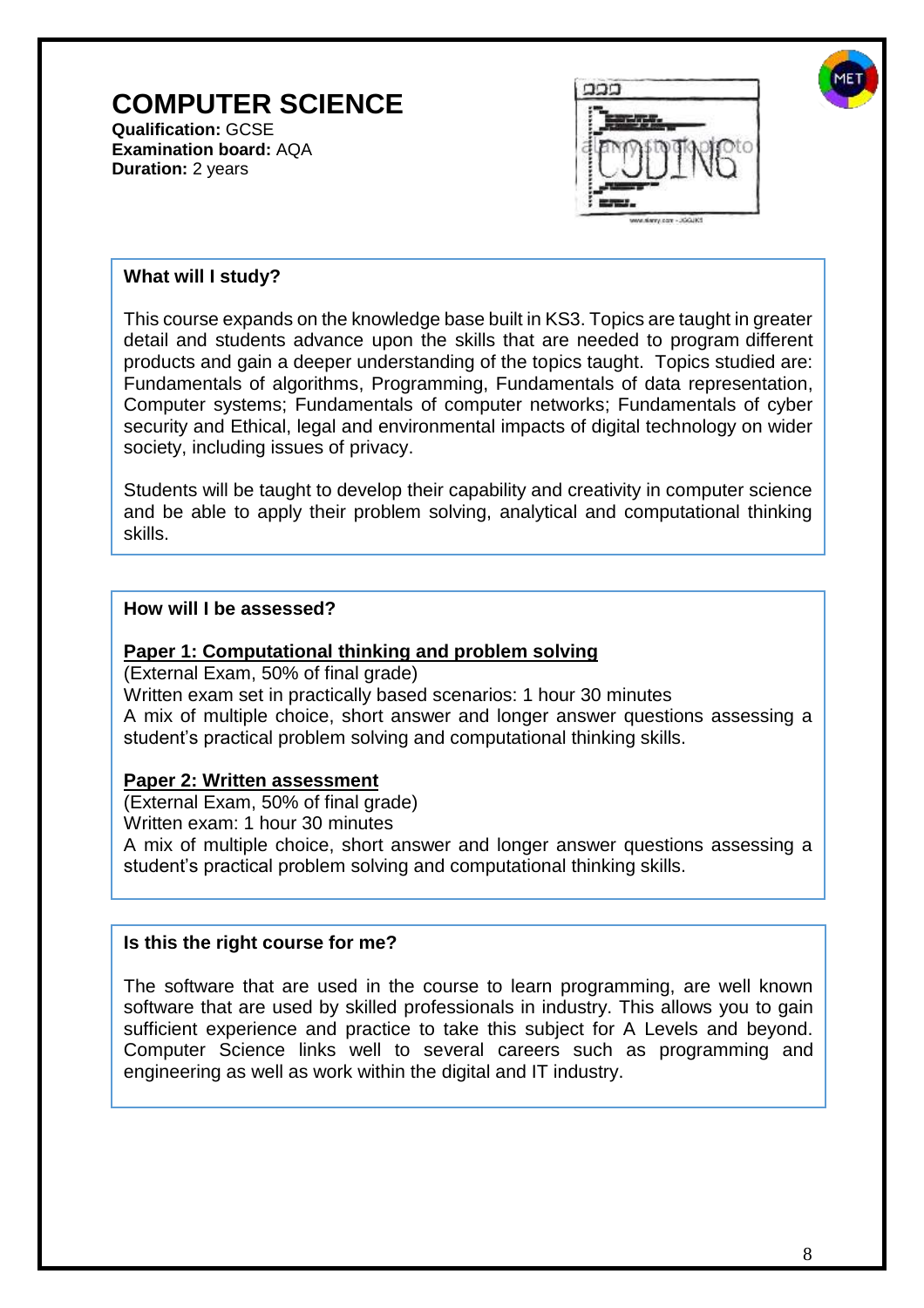# COMPUTER SCIENCE

**Qualification:** GCSE
**Examination board:** AQA
**Duration:** 2 years

## What will I study?

This course expands on the knowledge base built in KS3. Topics are taught in greater detail and students advance upon the skills that are needed to program different products and gain a deeper understanding of the topics taught. Topics studied are: Fundamentals of algorithms, Programming, Fundamentals of data representation, Computer systems; Fundamentals of computer networks; Fundamentals of cyber security and Ethical, legal and environmental impacts of digital technology on wider society, including issues of privacy.

Students will be taught to develop their capability and creativity in computer science and be able to apply their problem solving, analytical and computational thinking skills.

## How will I be assessed?

**Paper 1: Computational thinking and problem solving**

(External Exam, 50% of final grade)
Written exam set in practically based scenarios: 1 hour 30 minutes
A mix of multiple choice, short answer and longer answer questions assessing a student's practical problem solving and computational thinking skills.

**Paper 2: Written assessment**

(External Exam, 50% of final grade)
Written exam: 1 hour 30 minutes
A mix of multiple choice, short answer and longer answer questions assessing a student's practical problem solving and computational thinking skills.

## Is this the right course for me?

The software that are used in the course to learn programming, are well known software that are used by skilled professionals in industry. This allows you to gain sufficient experience and practice to take this subject for A Levels and beyond. Computer Science links well to several careers such as programming and engineering as well as work within the digital and IT industry.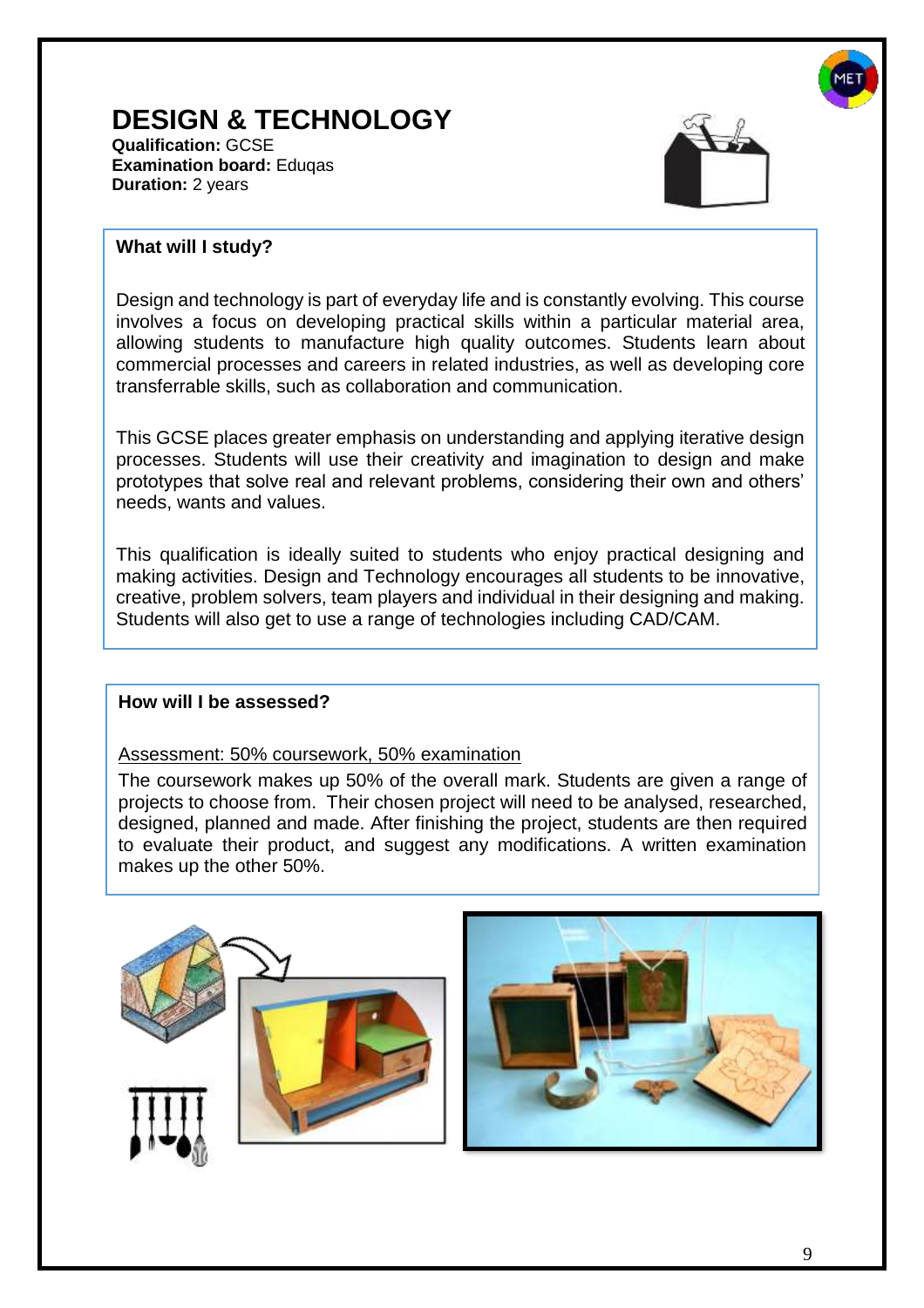# DESIGN & TECHNOLOGY

**Qualification:** GCSE
**Examination board:** Eduqas
**Duration:** 2 years

## What will I study?

Design and technology is part of everyday life and is constantly evolving. This course involves a focus on developing practical skills within a particular material area, allowing students to manufacture high quality outcomes. Students learn about commercial processes and careers in related industries, as well as developing core transferrable skills, such as collaboration and communication.

This GCSE places greater emphasis on understanding and applying iterative design processes. Students will use their creativity and imagination to design and make prototypes that solve real and relevant problems, considering their own and others' needs, wants and values.

This qualification is ideally suited to students who enjoy practical designing and making activities. Design and Technology encourages all students to be innovative, creative, problem solvers, team players and individual in their designing and making. Students will also get to use a range of technologies including CAD/CAM.

## How will I be assessed?

Assessment: 50% coursework, 50% examination

The coursework makes up 50% of the overall mark. Students are given a range of projects to choose from. Their chosen project will need to be analysed, researched, designed, planned and made. After finishing the project, students are then required to evaluate their product, and suggest any modifications. A written examination makes up the other 50%.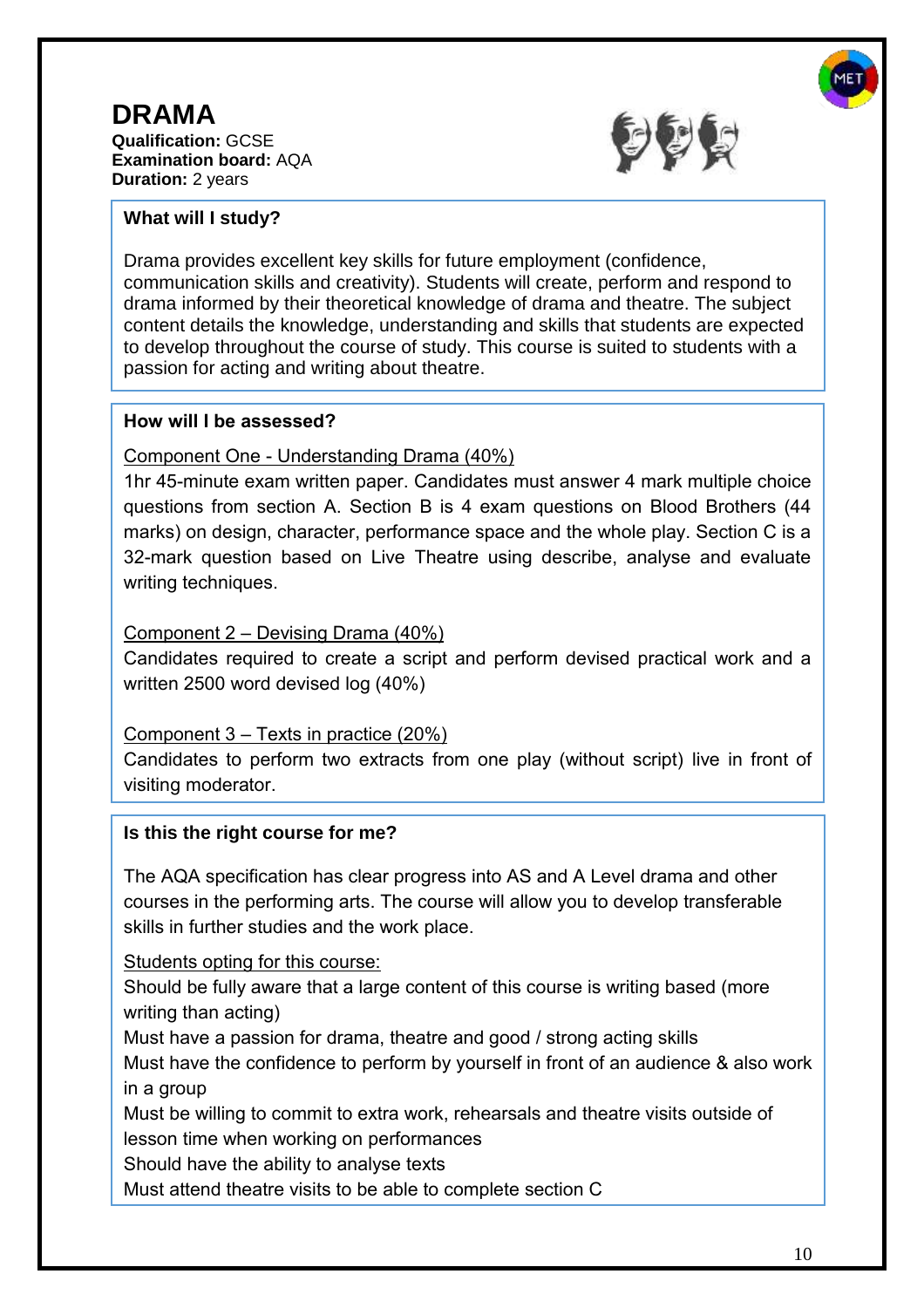# DRAMA

**Qualification:** GCSE
**Examination board:** AQA
**Duration:** 2 years

## What will I study?

Drama provides excellent key skills for future employment (confidence, communication skills and creativity). Students will create, perform and respond to drama informed by their theoretical knowledge of drama and theatre. The subject content details the knowledge, understanding and skills that students are expected to develop throughout the course of study. This course is suited to students with a passion for acting and writing about theatre.

## How will I be assessed?

Component One - Understanding Drama (40%)

1hr 45-minute exam written paper. Candidates must answer 4 mark multiple choice questions from section A. Section B is 4 exam questions on Blood Brothers (44 marks) on design, character, performance space and the whole play. Section C is a 32-mark question based on Live Theatre using describe, analyse and evaluate writing techniques.

Component 2 – Devising Drama (40%)

Candidates required to create a script and perform devised practical work and a written 2500 word devised log (40%)

Component 3 – Texts in practice (20%)

Candidates to perform two extracts from one play (without script) live in front of visiting moderator.

## Is this the right course for me?

The AQA specification has clear progress into AS and A Level drama and other courses in the performing arts. The course will allow you to develop transferable skills in further studies and the work place.

Students opting for this course:

Should be fully aware that a large content of this course is writing based (more writing than acting)

Must have a passion for drama, theatre and good / strong acting skills

Must have the confidence to perform by yourself in front of an audience & also work in a group

Must be willing to commit to extra work, rehearsals and theatre visits outside of lesson time when working on performances

Should have the ability to analyse texts

Must attend theatre visits to be able to complete section C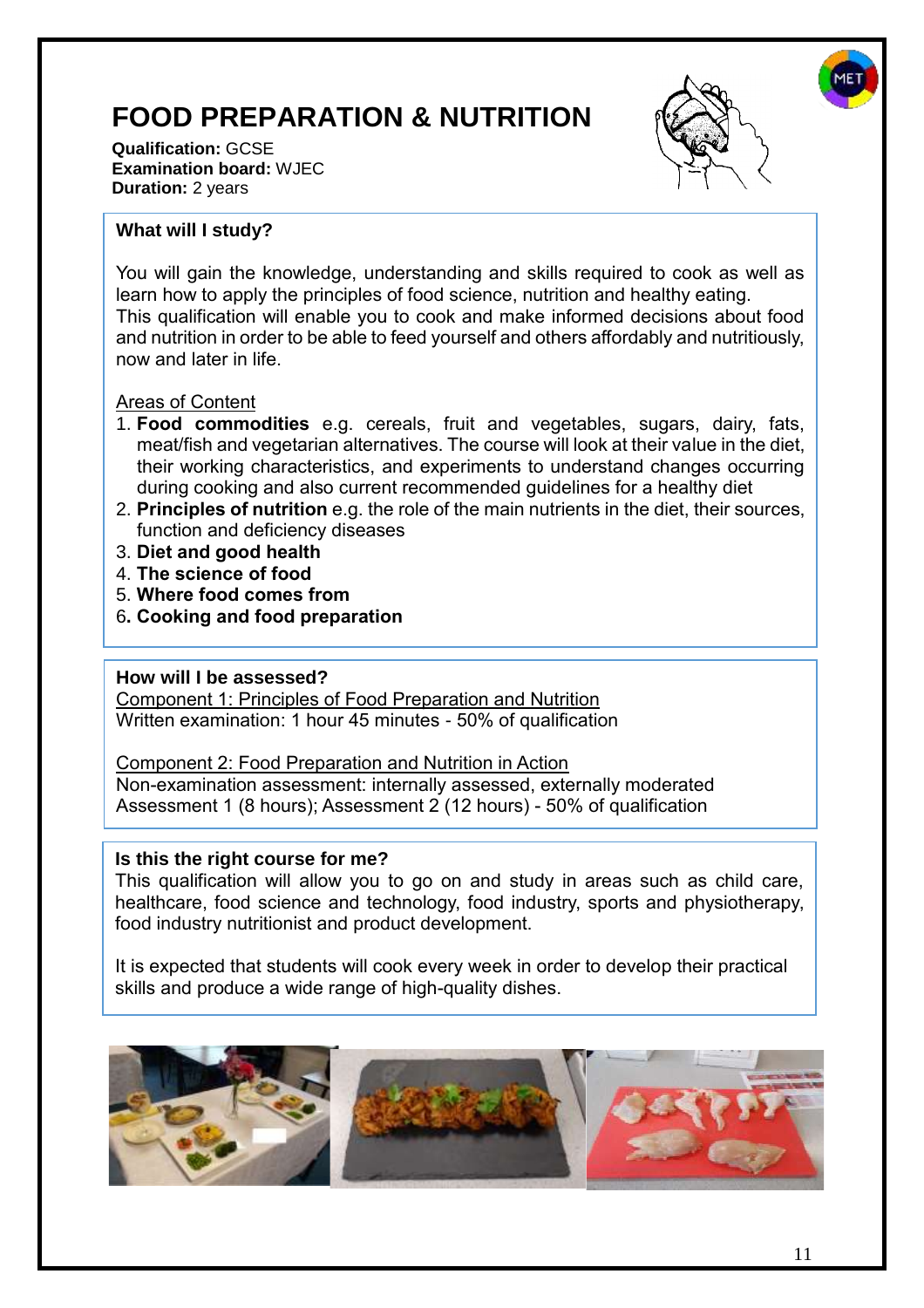# FOOD PREPARATION & NUTRITION

**Qualification:** GCSE
**Examination board:** WJEC
**Duration:** 2 years

## What will I study?

You will gain the knowledge, understanding and skills required to cook as well as learn how to apply the principles of food science, nutrition and healthy eating.
This qualification will enable you to cook and make informed decisions about food and nutrition in order to be able to feed yourself and others affordably and nutritiously, now and later in life.

Areas of Content

1. **Food commodities** e.g. cereals, fruit and vegetables, sugars, dairy, fats, meat/fish and vegetarian alternatives. The course will look at their value in the diet, their working characteristics, and experiments to understand changes occurring during cooking and also current recommended guidelines for a healthy diet
2. **Principles of nutrition** e.g. the role of the main nutrients in the diet, their sources, function and deficiency diseases
3. **Diet and good health**
4. **The science of food**
5. **Where food comes from**
6. **Cooking and food preparation**

## How will I be assessed?

Component 1: Principles of Food Preparation and Nutrition
Written examination: 1 hour 45 minutes - 50% of qualification

Component 2: Food Preparation and Nutrition in Action
Non-examination assessment: internally assessed, externally moderated
Assessment 1 (8 hours); Assessment 2 (12 hours) - 50% of qualification

## Is this the right course for me?

This qualification will allow you to go on and study in areas such as child care, healthcare, food science and technology, food industry, sports and physiotherapy, food industry nutritionist and product development.

It is expected that students will cook every week in order to develop their practical skills and produce a wide range of high-quality dishes.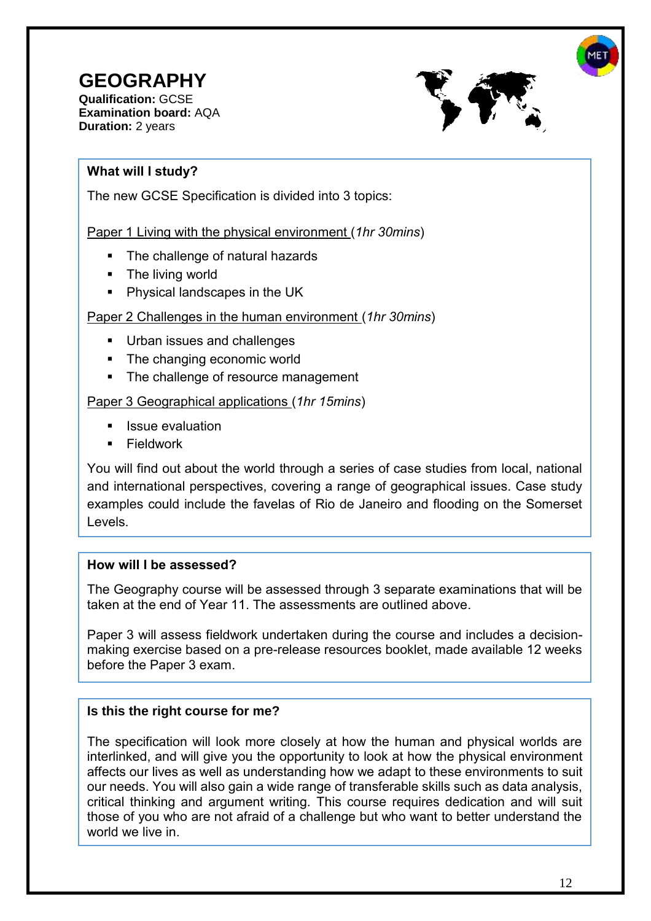# GEOGRAPHY

**Qualification:** GCSE
**Examination board:** AQA
**Duration:** 2 years

## What will I study?

The new GCSE Specification is divided into 3 topics:

Paper 1 Living with the physical environment (*1hr 30mins*)

- The challenge of natural hazards
- The living world
- Physical landscapes in the UK

Paper 2 Challenges in the human environment (*1hr 30mins*)

- Urban issues and challenges
- The changing economic world
- The challenge of resource management

Paper 3 Geographical applications (*1hr 15mins*)

- Issue evaluation
- Fieldwork

You will find out about the world through a series of case studies from local, national and international perspectives, covering a range of geographical issues. Case study examples could include the favelas of Rio de Janeiro and flooding on the Somerset Levels.

## How will I be assessed?

The Geography course will be assessed through 3 separate examinations that will be taken at the end of Year 11. The assessments are outlined above.

Paper 3 will assess fieldwork undertaken during the course and includes a decision-making exercise based on a pre-release resources booklet, made available 12 weeks before the Paper 3 exam.

## Is this the right course for me?

The specification will look more closely at how the human and physical worlds are interlinked, and will give you the opportunity to look at how the physical environment affects our lives as well as understanding how we adapt to these environments to suit our needs. You will also gain a wide range of transferable skills such as data analysis, critical thinking and argument writing. This course requires dedication and will suit those of you who are not afraid of a challenge but who want to better understand the world we live in.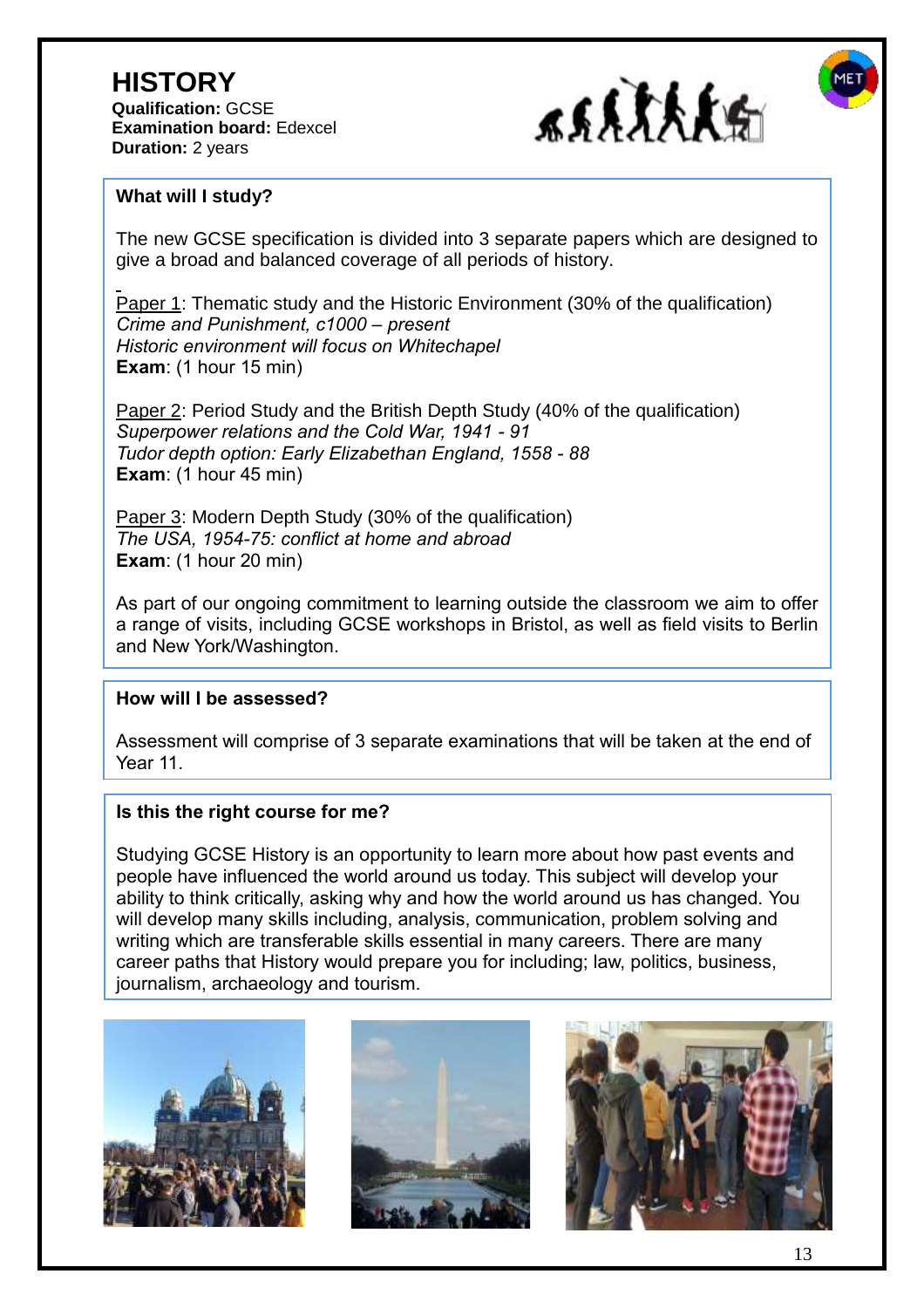# HISTORY

**Qualification:** GCSE
**Examination board:** Edexcel
**Duration:** 2 years

### What will I study?

The new GCSE specification is divided into 3 separate papers which are designed to give a broad and balanced coverage of all periods of history.

Paper 1: Thematic study and the Historic Environment (30% of the qualification)
*Crime and Punishment, c1000 – present*
*Historic environment will focus on Whitechapel*
**Exam**: (1 hour 15 min)

Paper 2: Period Study and the British Depth Study (40% of the qualification)
*Superpower relations and the Cold War, 1941 - 91*
*Tudor depth option: Early Elizabethan England, 1558 - 88*
**Exam**: (1 hour 45 min)

Paper 3: Modern Depth Study (30% of the qualification)
*The USA, 1954-75: conflict at home and abroad*
**Exam**: (1 hour 20 min)

As part of our ongoing commitment to learning outside the classroom we aim to offer a range of visits, including GCSE workshops in Bristol, as well as field visits to Berlin and New York/Washington.

### How will I be assessed?

Assessment will comprise of 3 separate examinations that will be taken at the end of Year 11.

### Is this the right course for me?

Studying GCSE History is an opportunity to learn more about how past events and people have influenced the world around us today. This subject will develop your ability to think critically, asking why and how the world around us has changed. You will develop many skills including, analysis, communication, problem solving and writing which are transferable skills essential in many careers. There are many career paths that History would prepare you for including; law, politics, business, journalism, archaeology and tourism.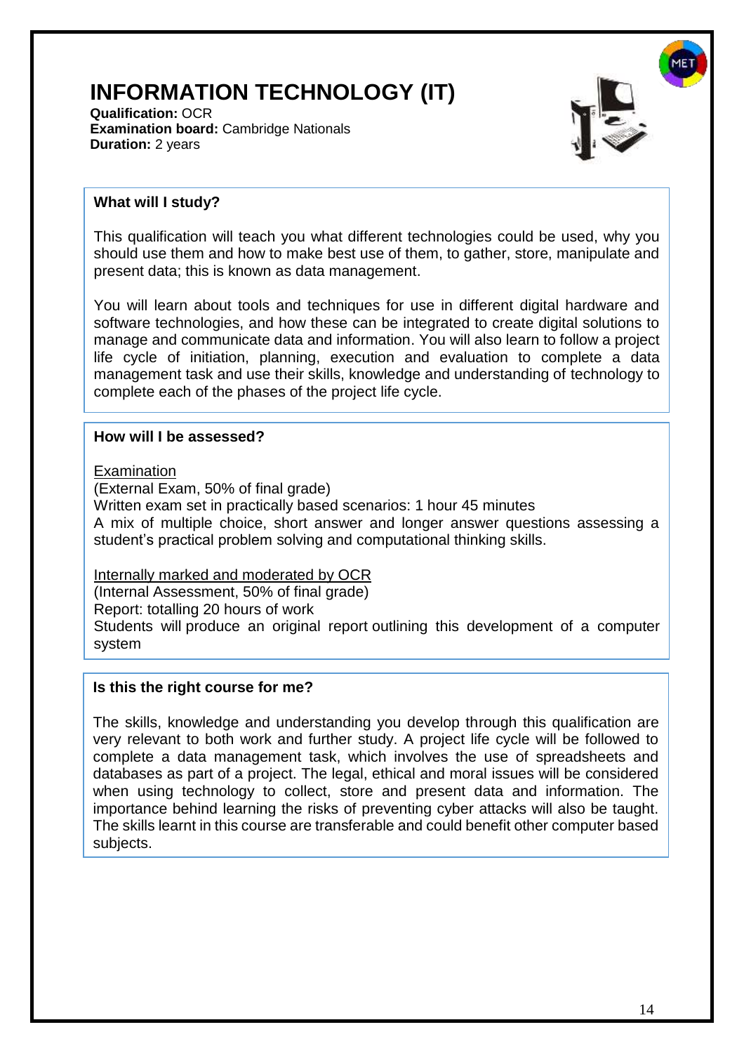# INFORMATION TECHNOLOGY (IT)

**Qualification:** OCR
**Examination board:** Cambridge Nationals
**Duration:** 2 years

### What will I study?

This qualification will teach you what different technologies could be used, why you should use them and how to make best use of them, to gather, store, manipulate and present data; this is known as data management.

You will learn about tools and techniques for use in different digital hardware and software technologies, and how these can be integrated to create digital solutions to manage and communicate data and information. You will also learn to follow a project life cycle of initiation, planning, execution and evaluation to complete a data management task and use their skills, knowledge and understanding of technology to complete each of the phases of the project life cycle.

### How will I be assessed?

Examination
(External Exam, 50% of final grade)
Written exam set in practically based scenarios: 1 hour 45 minutes
A mix of multiple choice, short answer and longer answer questions assessing a student's practical problem solving and computational thinking skills.

Internally marked and moderated by OCR
(Internal Assessment, 50% of final grade)
Report: totalling 20 hours of work
Students will produce an original report outlining this development of a computer system

### Is this the right course for me?

The skills, knowledge and understanding you develop through this qualification are very relevant to both work and further study. A project life cycle will be followed to complete a data management task, which involves the use of spreadsheets and databases as part of a project. The legal, ethical and moral issues will be considered when using technology to collect, store and present data and information. The importance behind learning the risks of preventing cyber attacks will also be taught. The skills learnt in this course are transferable and could benefit other computer based subjects.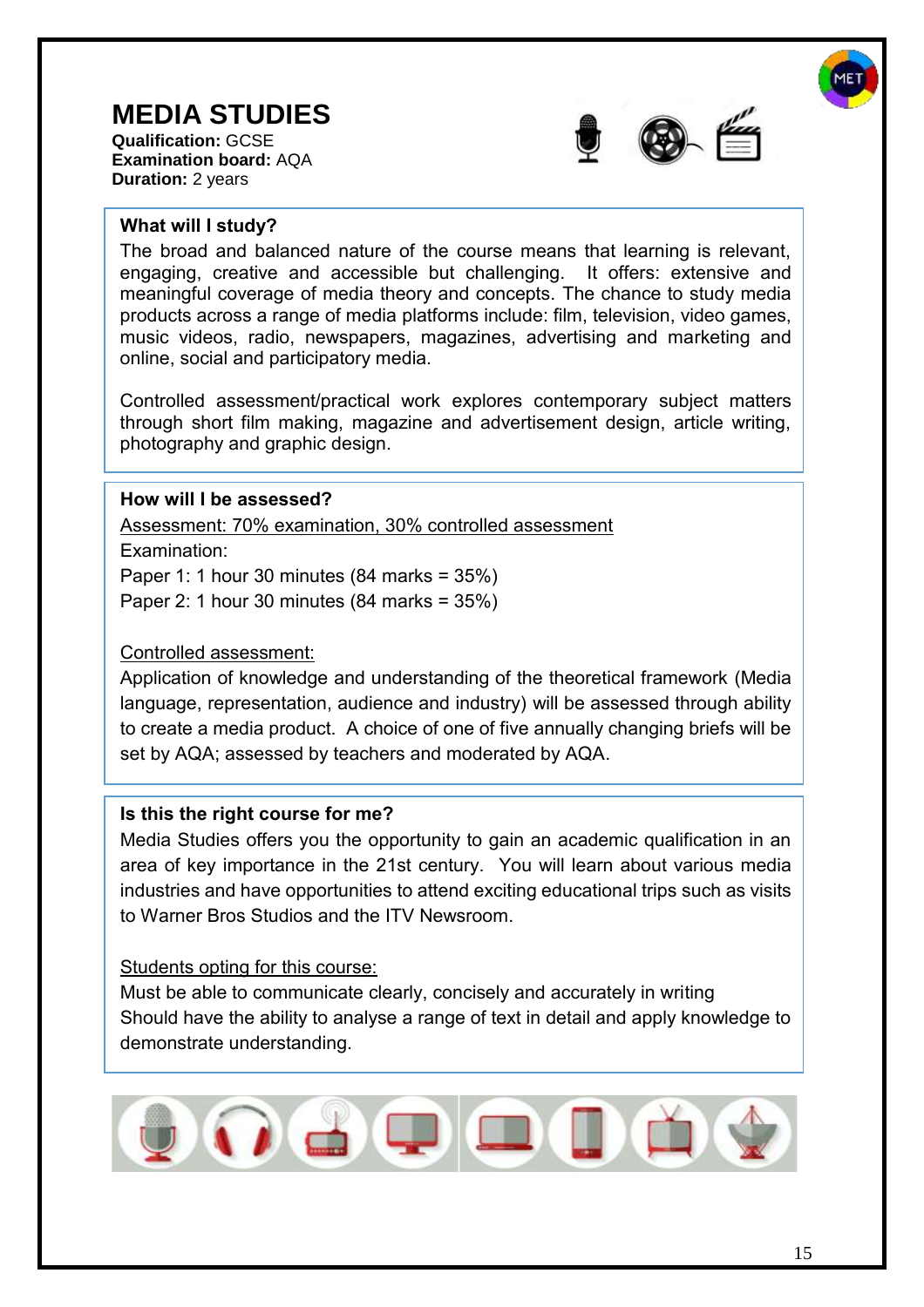# MEDIA STUDIES

**Qualification:** GCSE
**Examination board:** AQA
**Duration:** 2 years

## What will I study?

The broad and balanced nature of the course means that learning is relevant, engaging, creative and accessible but challenging. It offers: extensive and meaningful coverage of media theory and concepts. The chance to study media products across a range of media platforms include: film, television, video games, music videos, radio, newspapers, magazines, advertising and marketing and online, social and participatory media.

Controlled assessment/practical work explores contemporary subject matters through short film making, magazine and advertisement design, article writing, photography and graphic design.

## How will I be assessed?

Assessment: 70% examination, 30% controlled assessment

Examination:
Paper 1: 1 hour 30 minutes (84 marks = 35%)
Paper 2: 1 hour 30 minutes (84 marks = 35%)

Controlled assessment:
Application of knowledge and understanding of the theoretical framework (Media language, representation, audience and industry) will be assessed through ability to create a media product. A choice of one of five annually changing briefs will be set by AQA; assessed by teachers and moderated by AQA.

## Is this the right course for me?

Media Studies offers you the opportunity to gain an academic qualification in an area of key importance in the 21st century. You will learn about various media industries and have opportunities to attend exciting educational trips such as visits to Warner Bros Studios and the ITV Newsroom.

Students opting for this course:
Must be able to communicate clearly, concisely and accurately in writing
Should have the ability to analyse a range of text in detail and apply knowledge to demonstrate understanding.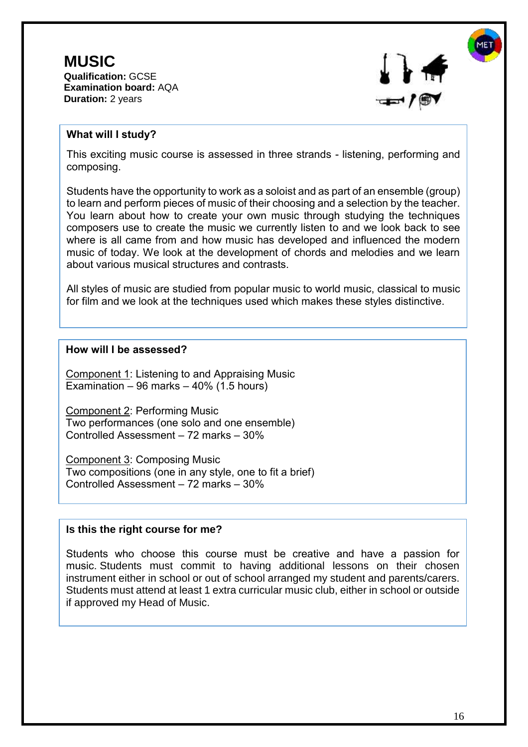# MUSIC

**Qualification:** GCSE
**Examination board:** AQA
**Duration:** 2 years

### What will I study?

This exciting music course is assessed in three strands - listening, performing and composing.

Students have the opportunity to work as a soloist and as part of an ensemble (group) to learn and perform pieces of music of their choosing and a selection by the teacher. You learn about how to create your own music through studying the techniques composers use to create the music we currently listen to and we look back to see where is all came from and how music has developed and influenced the modern music of today. We look at the development of chords and melodies and we learn about various musical structures and contrasts.

All styles of music are studied from popular music to world music, classical to music for film and we look at the techniques used which makes these styles distinctive.

### How will I be assessed?

Component 1: Listening to and Appraising Music
Examination – 96 marks – 40% (1.5 hours)

Component 2: Performing Music
Two performances (one solo and one ensemble)
Controlled Assessment – 72 marks – 30%

Component 3: Composing Music
Two compositions (one in any style, one to fit a brief)
Controlled Assessment – 72 marks – 30%

### Is this the right course for me?

Students who choose this course must be creative and have a passion for music. Students must commit to having additional lessons on their chosen instrument either in school or out of school arranged my student and parents/carers. Students must attend at least 1 extra curricular music club, either in school or outside if approved my Head of Music.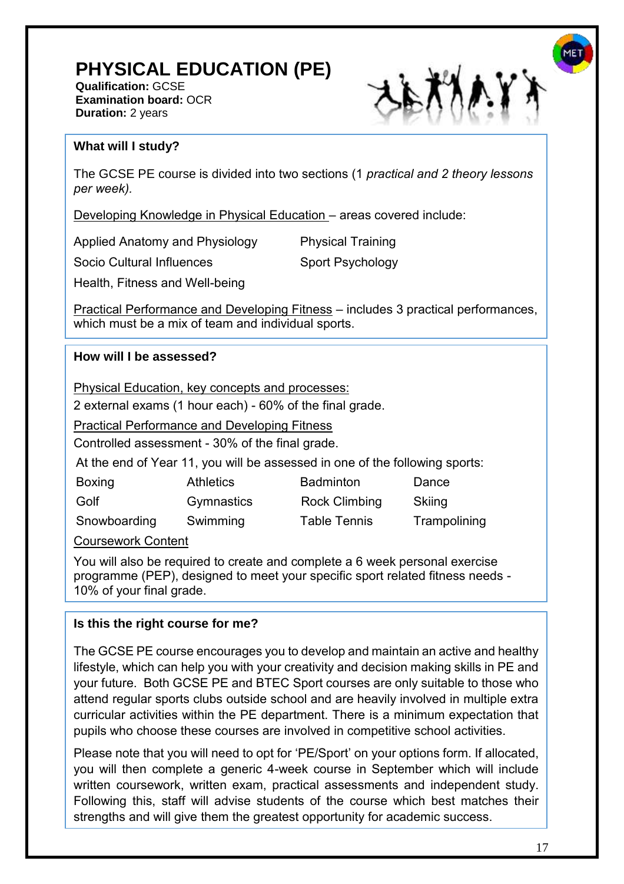# PHYSICAL EDUCATION (PE)

**Qualification:** GCSE
**Examination board:** OCR
**Duration:** 2 years

## What will I study?

The GCSE PE course is divided into two sections (1 *practical and 2 theory lessons per week).*

Developing Knowledge in Physical Education – areas covered include:

- Applied Anatomy and Physiology
- Physical Training
- Socio Cultural Influences
- Sport Psychology
- Health, Fitness and Well-being

Practical Performance and Developing Fitness – includes 3 practical performances, which must be a mix of team and individual sports.

## How will I be assessed?

Physical Education, key concepts and processes:

2 external exams (1 hour each) - 60% of the final grade.

Practical Performance and Developing Fitness

Controlled assessment - 30% of the final grade.

At the end of Year 11, you will be assessed in one of the following sports:

| | | | |
|---|---|---|---|
| Boxing | Athletics | Badminton | Dance |
| Golf | Gymnastics | Rock Climbing | Skiing |
| Snowboarding | Swimming | Table Tennis | Trampolining |

Coursework Content

You will also be required to create and complete a 6 week personal exercise programme (PEP), designed to meet your specific sport related fitness needs - 10% of your final grade.

## Is this the right course for me?

The GCSE PE course encourages you to develop and maintain an active and healthy lifestyle, which can help you with your creativity and decision making skills in PE and your future. Both GCSE PE and BTEC Sport courses are only suitable to those who attend regular sports clubs outside school and are heavily involved in multiple extra curricular activities within the PE department. There is a minimum expectation that pupils who choose these courses are involved in competitive school activities.

Please note that you will need to opt for 'PE/Sport' on your options form. If allocated, you will then complete a generic 4-week course in September which will include written coursework, written exam, practical assessments and independent study. Following this, staff will advise students of the course which best matches their strengths and will give them the greatest opportunity for academic success.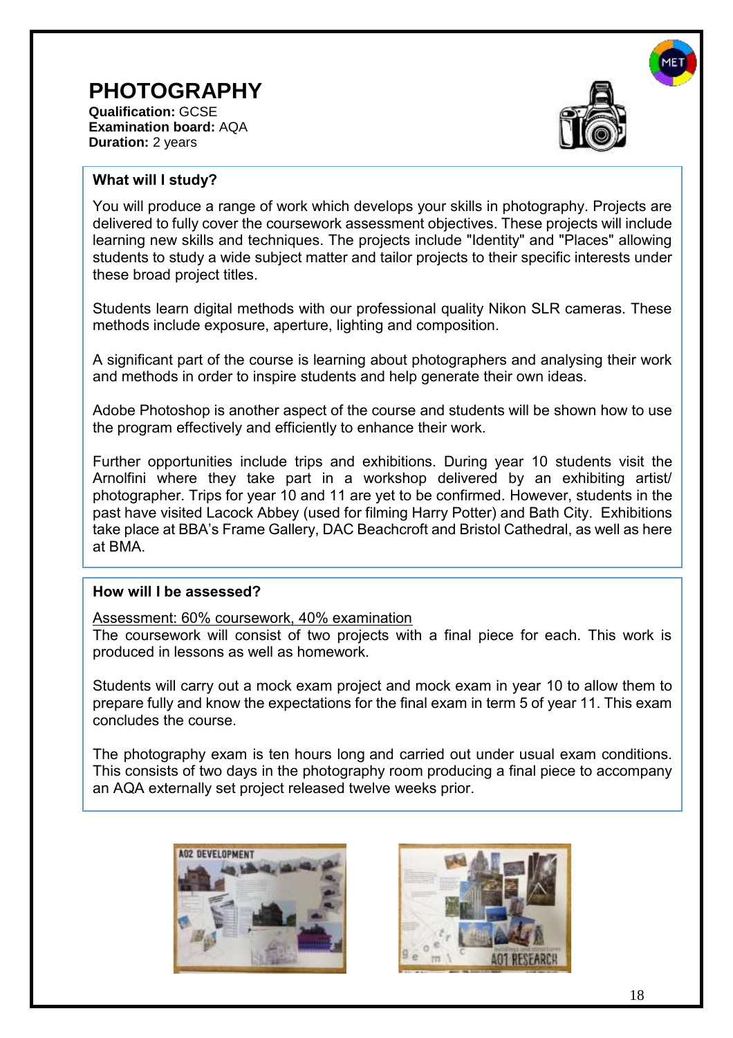# PHOTOGRAPHY

**Qualification:** GCSE
**Examination board:** AQA
**Duration:** 2 years

### What will I study?

You will produce a range of work which develops your skills in photography. Projects are delivered to fully cover the coursework assessment objectives. These projects will include learning new skills and techniques. The projects include "Identity" and "Places" allowing students to study a wide subject matter and tailor projects to their specific interests under these broad project titles.

Students learn digital methods with our professional quality Nikon SLR cameras. These methods include exposure, aperture, lighting and composition.

A significant part of the course is learning about photographers and analysing their work and methods in order to inspire students and help generate their own ideas.

Adobe Photoshop is another aspect of the course and students will be shown how to use the program effectively and efficiently to enhance their work.

Further opportunities include trips and exhibitions. During year 10 students visit the Arnolfini where they take part in a workshop delivered by an exhibiting artist/ photographer. Trips for year 10 and 11 are yet to be confirmed. However, students in the past have visited Lacock Abbey (used for filming Harry Potter) and Bath City. Exhibitions take place at BBA's Frame Gallery, DAC Beachcroft and Bristol Cathedral, as well as here at BMA.

### How will I be assessed?

Assessment: 60% coursework, 40% examination

The coursework will consist of two projects with a final piece for each. This work is produced in lessons as well as homework.

Students will carry out a mock exam project and mock exam in year 10 to allow them to prepare fully and know the expectations for the final exam in term 5 of year 11. This exam concludes the course.

The photography exam is ten hours long and carried out under usual exam conditions. This consists of two days in the photography room producing a final piece to accompany an AQA externally set project released twelve weeks prior.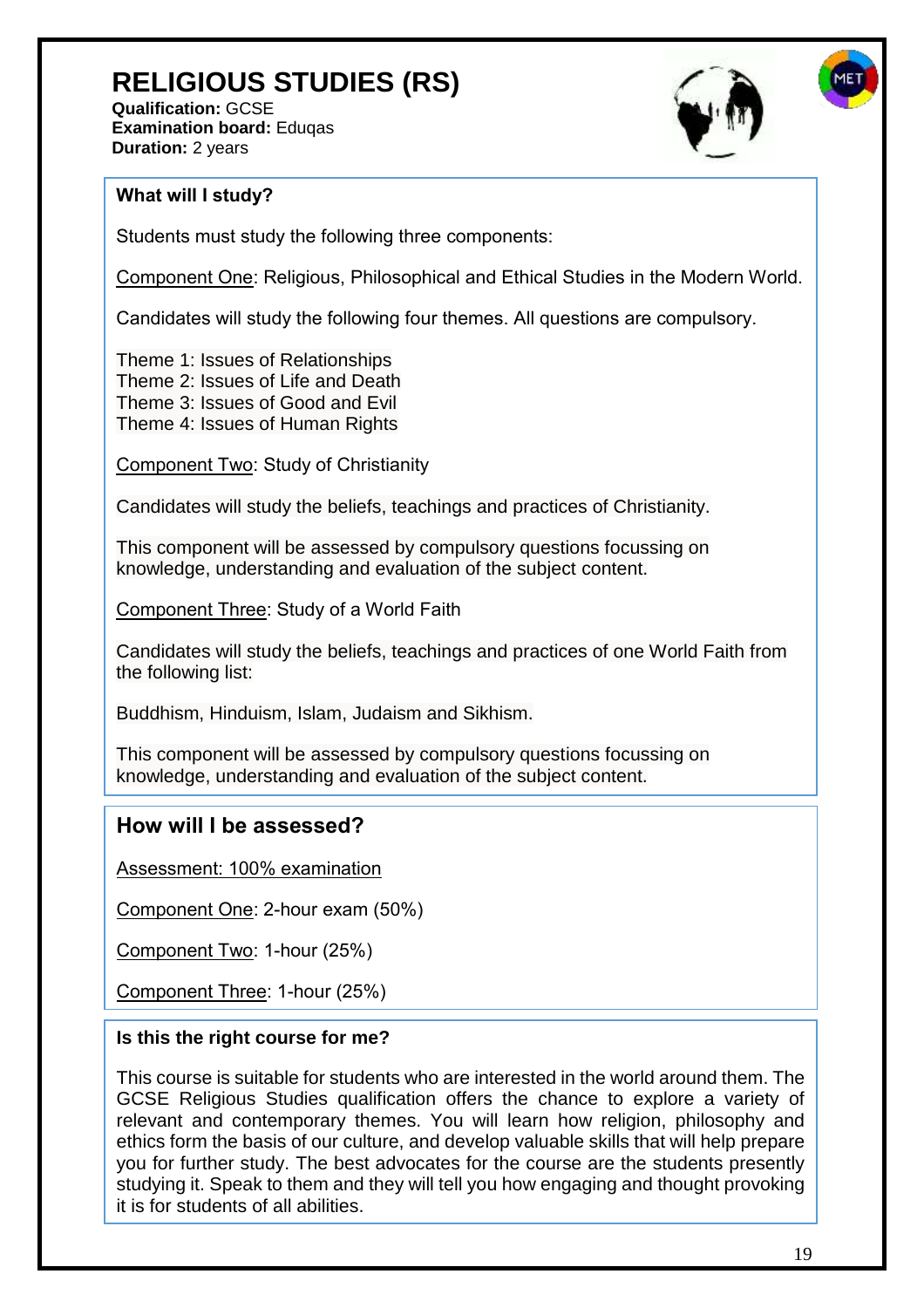# RELIGIOUS STUDIES (RS)

**Qualification:** GCSE
**Examination board:** Eduqas
**Duration:** 2 years

### What will I study?

Students must study the following three components:

Component One: Religious, Philosophical and Ethical Studies in the Modern World.

Candidates will study the following four themes. All questions are compulsory.

Theme 1: Issues of Relationships
Theme 2: Issues of Life and Death
Theme 3: Issues of Good and Evil
Theme 4: Issues of Human Rights

Component Two: Study of Christianity

Candidates will study the beliefs, teachings and practices of Christianity.

This component will be assessed by compulsory questions focussing on knowledge, understanding and evaluation of the subject content.

Component Three: Study of a World Faith

Candidates will study the beliefs, teachings and practices of one World Faith from the following list:

Buddhism, Hinduism, Islam, Judaism and Sikhism.

This component will be assessed by compulsory questions focussing on knowledge, understanding and evaluation of the subject content.

## How will I be assessed?

Assessment: 100% examination

Component One: 2-hour exam (50%)

Component Two: 1-hour (25%)

Component Three: 1-hour (25%)

### Is this the right course for me?

This course is suitable for students who are interested in the world around them. The GCSE Religious Studies qualification offers the chance to explore a variety of relevant and contemporary themes. You will learn how religion, philosophy and ethics form the basis of our culture, and develop valuable skills that will help prepare you for further study. The best advocates for the course are the students presently studying it. Speak to them and they will tell you how engaging and thought provoking it is for students of all abilities.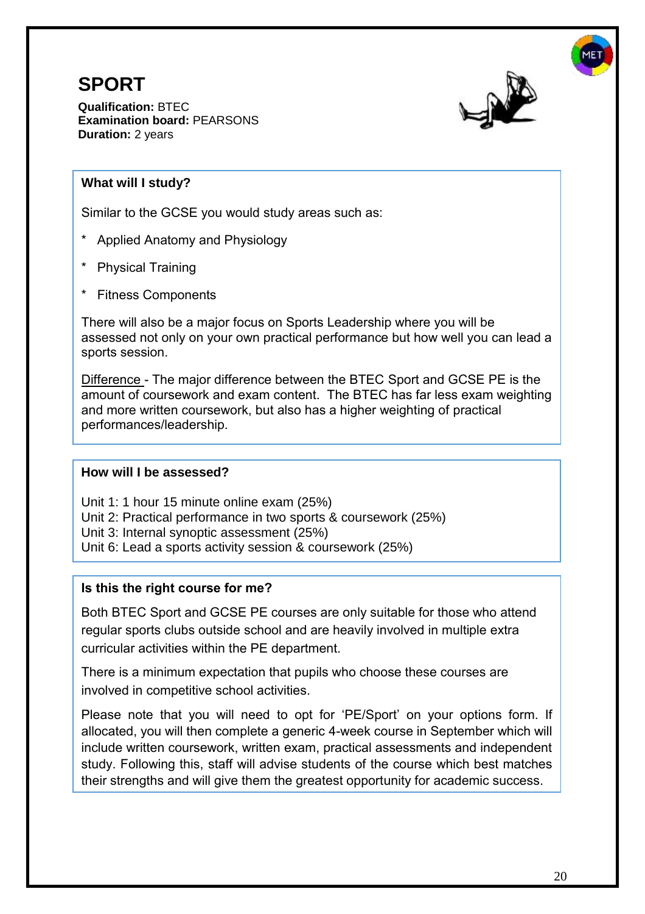# SPORT

**Qualification:** BTEC
**Examination board:** PEARSONS
**Duration:** 2 years

### What will I study?

Similar to the GCSE you would study areas such as:

* Applied Anatomy and Physiology
* Physical Training
* Fitness Components

There will also be a major focus on Sports Leadership where you will be assessed not only on your own practical performance but how well you can lead a sports session.

Difference - The major difference between the BTEC Sport and GCSE PE is the amount of coursework and exam content. The BTEC has far less exam weighting and more written coursework, but also has a higher weighting of practical performances/leadership.

### How will I be assessed?

Unit 1: 1 hour 15 minute online exam (25%)
Unit 2: Practical performance in two sports & coursework (25%)
Unit 3: Internal synoptic assessment (25%)
Unit 6: Lead a sports activity session & coursework (25%)

### Is this the right course for me?

Both BTEC Sport and GCSE PE courses are only suitable for those who attend regular sports clubs outside school and are heavily involved in multiple extra curricular activities within the PE department.

There is a minimum expectation that pupils who choose these courses are involved in competitive school activities.

Please note that you will need to opt for 'PE/Sport' on your options form. If allocated, you will then complete a generic 4-week course in September which will include written coursework, written exam, practical assessments and independent study. Following this, staff will advise students of the course which best matches their strengths and will give them the greatest opportunity for academic success.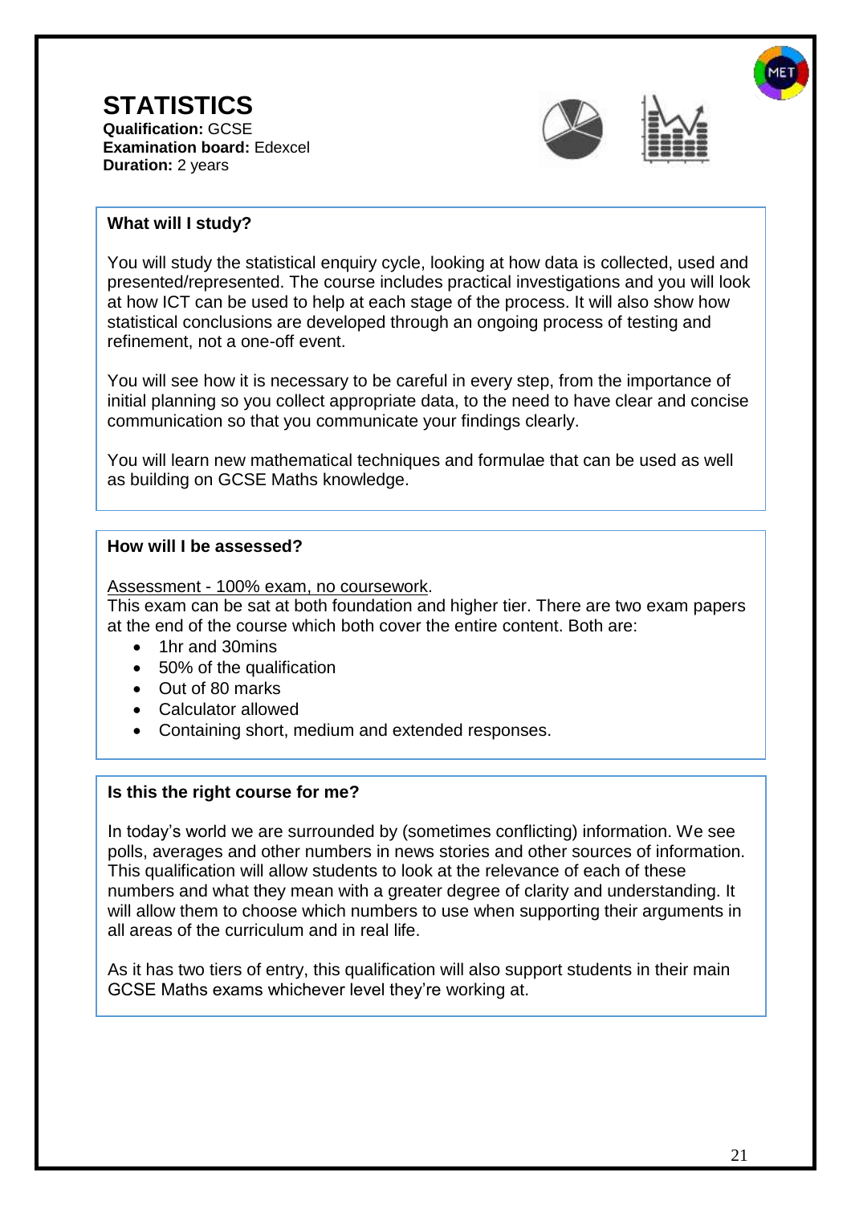# STATISTICS

**Qualification:** GCSE
**Examination board:** Edexcel
**Duration:** 2 years

### What will I study?

You will study the statistical enquiry cycle, looking at how data is collected, used and presented/represented. The course includes practical investigations and you will look at how ICT can be used to help at each stage of the process. It will also show how statistical conclusions are developed through an ongoing process of testing and refinement, not a one-off event.

You will see how it is necessary to be careful in every step, from the importance of initial planning so you collect appropriate data, to the need to have clear and concise communication so that you communicate your findings clearly.

You will learn new mathematical techniques and formulae that can be used as well as building on GCSE Maths knowledge.

### How will I be assessed?

<u>Assessment - 100% exam, no coursework</u>.
This exam can be sat at both foundation and higher tier. There are two exam papers at the end of the course which both cover the entire content. Both are:

- 1hr and 30mins
- 50% of the qualification
- Out of 80 marks
- Calculator allowed
- Containing short, medium and extended responses.

### Is this the right course for me?

In today's world we are surrounded by (sometimes conflicting) information. We see polls, averages and other numbers in news stories and other sources of information. This qualification will allow students to look at the relevance of each of these numbers and what they mean with a greater degree of clarity and understanding. It will allow them to choose which numbers to use when supporting their arguments in all areas of the curriculum and in real life.

As it has two tiers of entry, this qualification will also support students in their main GCSE Maths exams whichever level they're working at.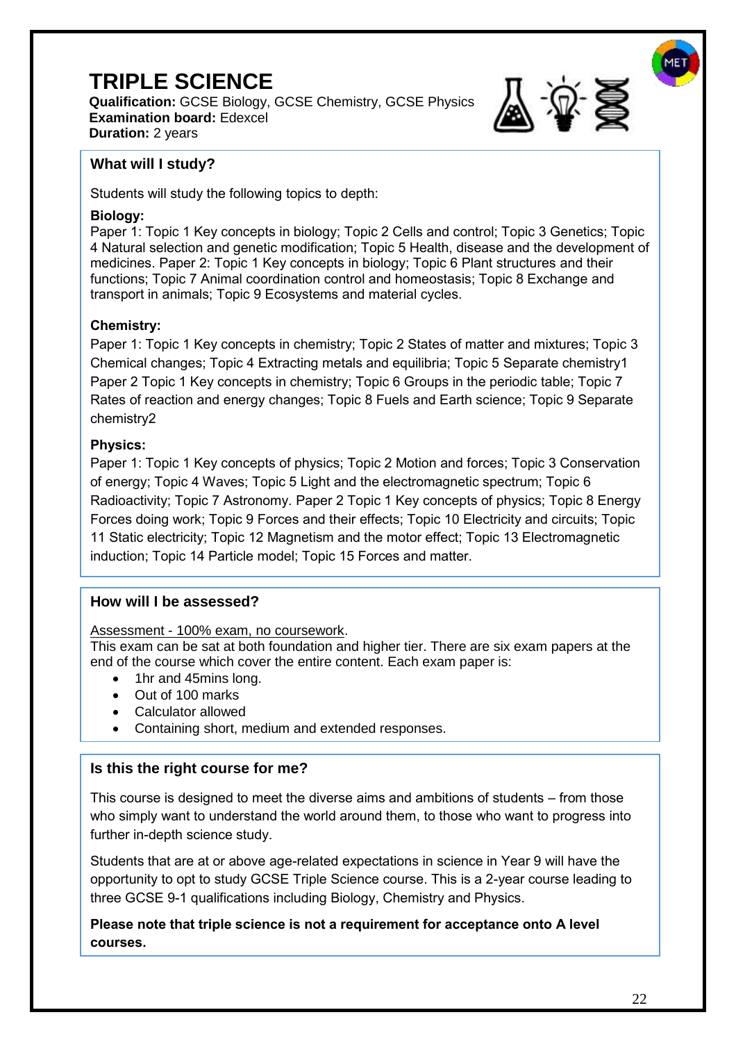# TRIPLE SCIENCE

**Qualification:** GCSE Biology, GCSE Chemistry, GCSE Physics
**Examination board:** Edexcel
**Duration:** 2 years

## What will I study?

Students will study the following topics to depth:

**Biology:**
Paper 1: Topic 1 Key concepts in biology; Topic 2 Cells and control; Topic 3 Genetics; Topic 4 Natural selection and genetic modification; Topic 5 Health, disease and the development of medicines. Paper 2: Topic 1 Key concepts in biology; Topic 6 Plant structures and their functions; Topic 7 Animal coordination control and homeostasis; Topic 8 Exchange and transport in animals; Topic 9 Ecosystems and material cycles.

**Chemistry:**
Paper 1: Topic 1 Key concepts in chemistry; Topic 2 States of matter and mixtures; Topic 3 Chemical changes; Topic 4 Extracting metals and equilibria; Topic 5 Separate chemistry1 Paper 2 Topic 1 Key concepts in chemistry; Topic 6 Groups in the periodic table; Topic 7 Rates of reaction and energy changes; Topic 8 Fuels and Earth science; Topic 9 Separate chemistry2

**Physics:**
Paper 1: Topic 1 Key concepts of physics; Topic 2 Motion and forces; Topic 3 Conservation of energy; Topic 4 Waves; Topic 5 Light and the electromagnetic spectrum; Topic 6 Radioactivity; Topic 7 Astronomy. Paper 2 Topic 1 Key concepts of physics; Topic 8 Energy Forces doing work; Topic 9 Forces and their effects; Topic 10 Electricity and circuits; Topic 11 Static electricity; Topic 12 Magnetism and the motor effect; Topic 13 Electromagnetic induction; Topic 14 Particle model; Topic 15 Forces and matter.

## How will I be assessed?

Assessment - 100% exam, no coursework.
This exam can be sat at both foundation and higher tier. There are six exam papers at the end of the course which cover the entire content. Each exam paper is:

- 1hr and 45mins long.
- Out of 100 marks
- Calculator allowed
- Containing short, medium and extended responses.

## Is this the right course for me?

This course is designed to meet the diverse aims and ambitions of students – from those who simply want to understand the world around them, to those who want to progress into further in-depth science study.

Students that are at or above age-related expectations in science in Year 9 will have the opportunity to opt to study GCSE Triple Science course. This is a 2-year course leading to three GCSE 9-1 qualifications including Biology, Chemistry and Physics.

**Please note that triple science is not a requirement for acceptance onto A level courses.**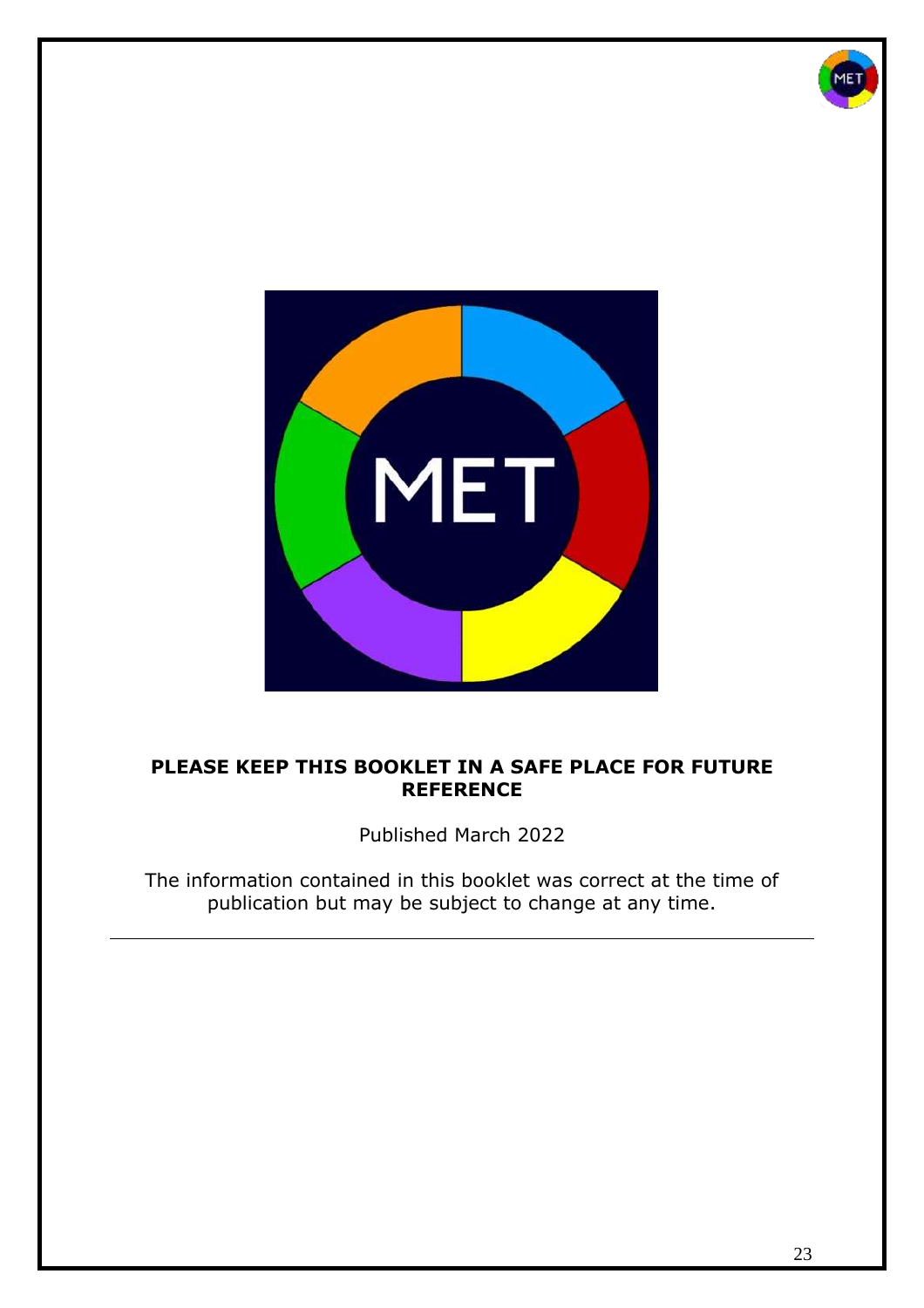**PLEASE KEEP THIS BOOKLET IN A SAFE PLACE FOR FUTURE REFERENCE**

Published March 2022

The information contained in this booklet was correct at the time of publication but may be subject to change at any time.

---